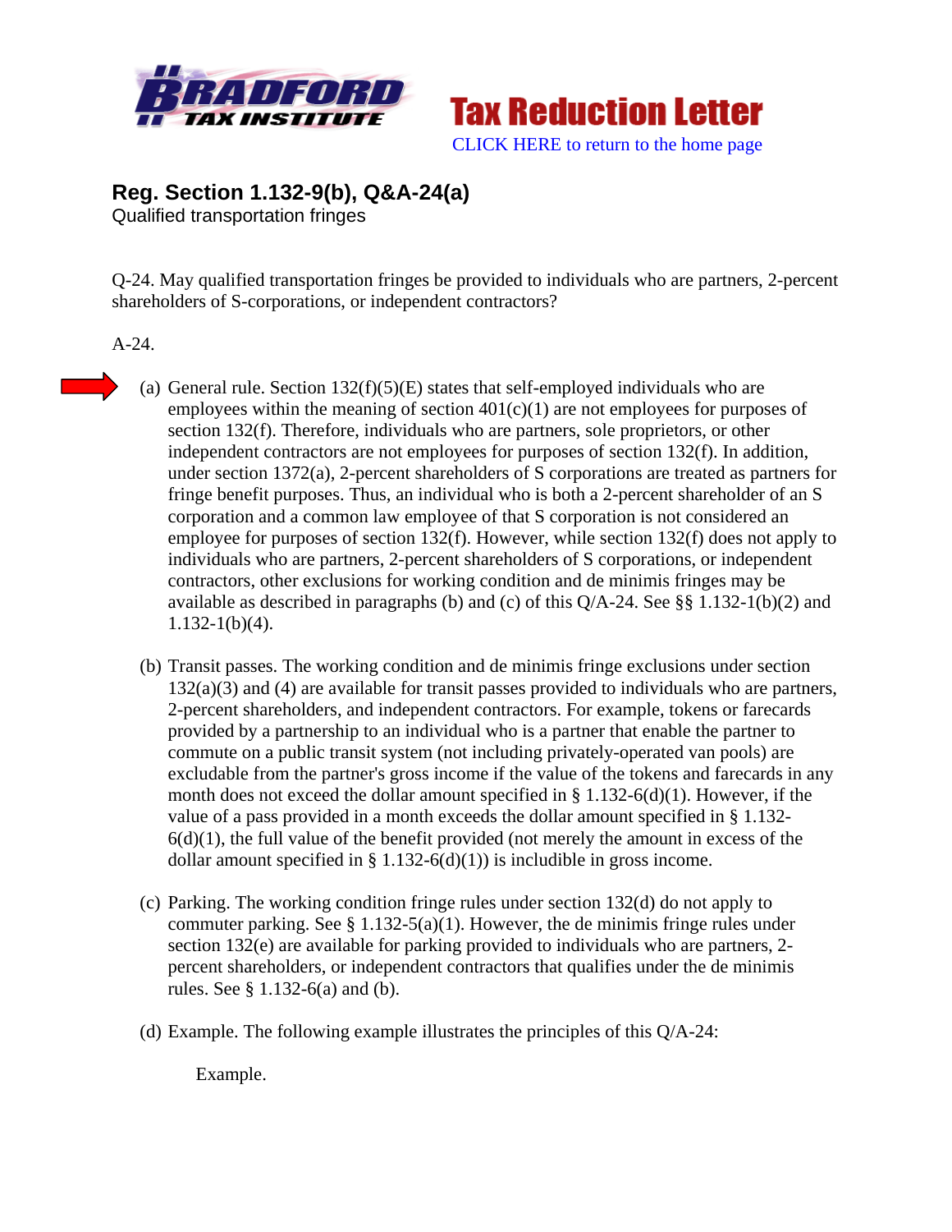**Tax Reduction Letter**

CLICK HERE to return to the home page

## Reg. Section 1.132-9(b), Q&A-24(a)

Qualified transportation fringes

Q-24. May qualified transportation fringes be provided to individuals who are partners, 2-percent shareholders of S-corporations, or independent contractors?

A-24.

(a) General rule. Section 132(f)(5)(E) states that self-employed individuals who are employees within the meaning of section 401(c)(1) are not employees for purposes of section 132(f). Therefore, individuals who are partners, sole proprietors, or other independent contractors are not employees for purposes of section 132(f). In addition, under section 1372(a), 2-percent shareholders of S corporations are treated as partners for fringe benefit purposes. Thus, an individual who is both a 2-percent shareholder of an S corporation and a common law employee of that S corporation is not considered an employee for purposes of section 132(f). However, while section 132(f) does not apply to individuals who are partners, 2-percent shareholders of S corporations, or independent contractors, other exclusions for working condition and de minimis fringes may be available as described in paragraphs (b) and (c) of this Q/A-24. See §§ 1.132-1(b)(2) and 1.132-1(b)(4).

(b) Transit passes. The working condition and de minimis fringe exclusions under section 132(a)(3) and (4) are available for transit passes provided to individuals who are partners, 2-percent shareholders, and independent contractors. For example, tokens or farecards provided by a partnership to an individual who is a partner that enable the partner to commute on a public transit system (not including privately-operated van pools) are excludable from the partner's gross income if the value of the tokens and farecards in any month does not exceed the dollar amount specified in § 1.132-6(d)(1). However, if the value of a pass provided in a month exceeds the dollar amount specified in § 1.132-6(d)(1), the full value of the benefit provided (not merely the amount in excess of the dollar amount specified in § 1.132-6(d)(1)) is includible in gross income.

(c) Parking. The working condition fringe rules under section 132(d) do not apply to commuter parking. See § 1.132-5(a)(1). However, the de minimis fringe rules under section 132(e) are available for parking provided to individuals who are partners, 2-percent shareholders, or independent contractors that qualifies under the de minimis rules. See § 1.132-6(a) and (b).

(d) Example. The following example illustrates the principles of this Q/A-24:

Example.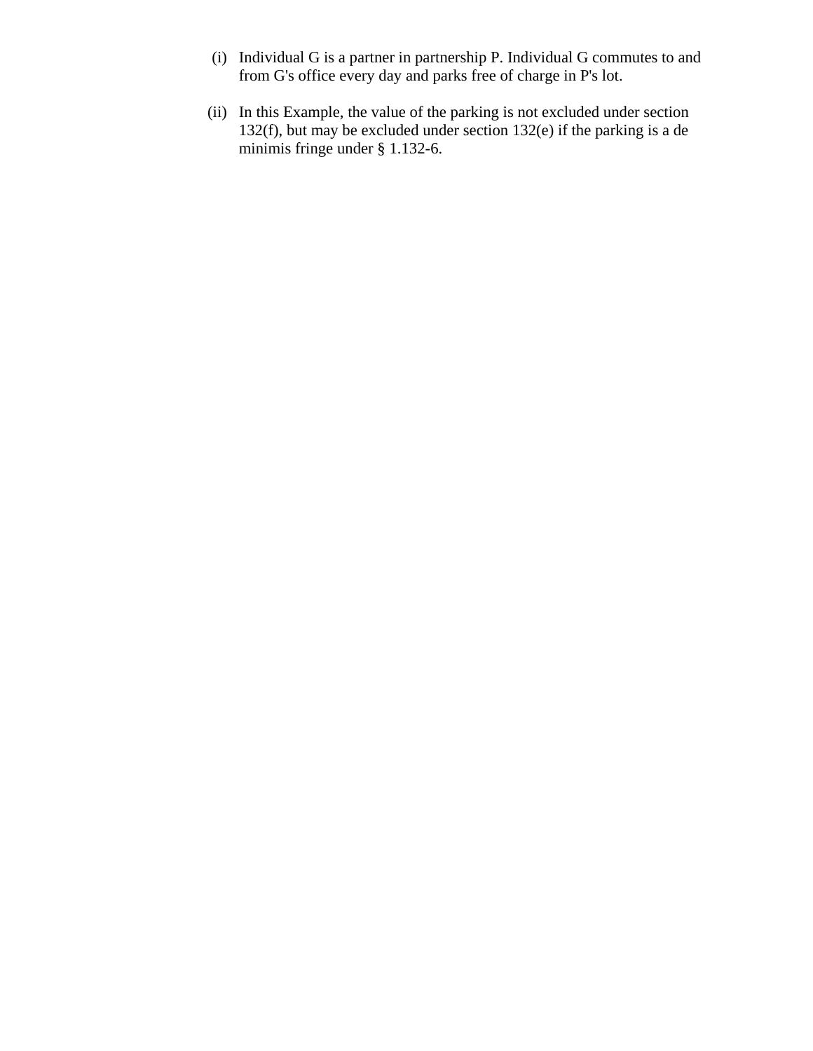(i) Individual G is a partner in partnership P. Individual G commutes to and from G's office every day and parks free of charge in P's lot.

(ii) In this Example, the value of the parking is not excluded under section 132(f), but may be excluded under section 132(e) if the parking is a de minimis fringe under § 1.132-6.